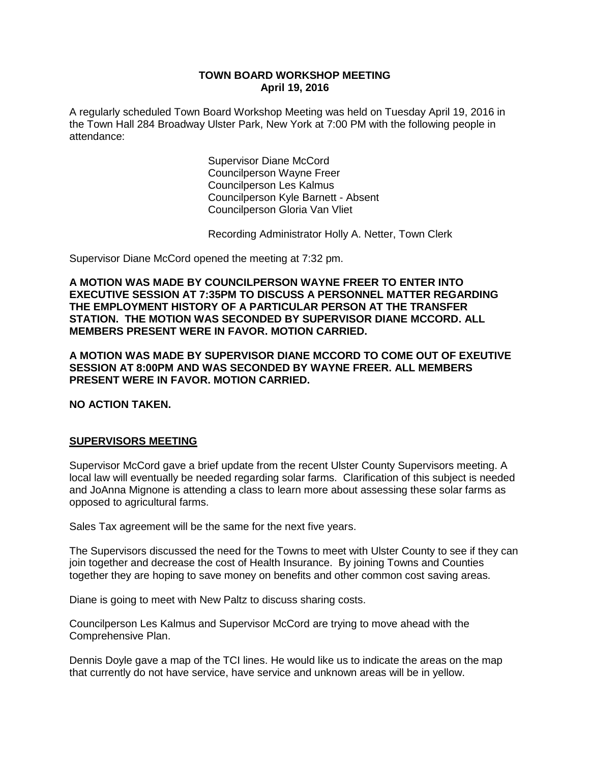# TOWN BOARD WORKSHOP MEETING
## April 19, 2016

A regularly scheduled Town Board Workshop Meeting was held on Tuesday April 19, 2016 in the Town Hall 284 Broadway Ulster Park, New York at 7:00 PM with the following people in attendance:

Supervisor Diane McCord
Councilperson Wayne Freer
Councilperson Les Kalmus
Councilperson Kyle Barnett - Absent
Councilperson Gloria Van Vliet

Recording Administrator Holly A. Netter, Town Clerk

Supervisor Diane McCord opened the meeting at 7:32 pm.

**A MOTION WAS MADE BY COUNCILPERSON WAYNE FREER TO ENTER INTO EXECUTIVE SESSION AT 7:35PM TO DISCUSS A PERSONNEL MATTER REGARDING THE EMPLOYMENT HISTORY OF A PARTICULAR PERSON AT THE TRANSFER STATION. THE MOTION WAS SECONDED BY SUPERVISOR DIANE MCCORD. ALL MEMBERS PRESENT WERE IN FAVOR. MOTION CARRIED.**

**A MOTION WAS MADE BY SUPERVISOR DIANE MCCORD TO COME OUT OF EXEUTIVE SESSION AT 8:00PM AND WAS SECONDED BY WAYNE FREER. ALL MEMBERS PRESENT WERE IN FAVOR. MOTION CARRIED.**

**NO ACTION TAKEN.**

## SUPERVISORS MEETING

Supervisor McCord gave a brief update from the recent Ulster County Supervisors meeting. A local law will eventually be needed regarding solar farms. Clarification of this subject is needed and JoAnna Mignone is attending a class to learn more about assessing these solar farms as opposed to agricultural farms.

Sales Tax agreement will be the same for the next five years.

The Supervisors discussed the need for the Towns to meet with Ulster County to see if they can join together and decrease the cost of Health Insurance. By joining Towns and Counties together they are hoping to save money on benefits and other common cost saving areas.

Diane is going to meet with New Paltz to discuss sharing costs.

Councilperson Les Kalmus and Supervisor McCord are trying to move ahead with the Comprehensive Plan.

Dennis Doyle gave a map of the TCI lines. He would like us to indicate the areas on the map that currently do not have service, have service and unknown areas will be in yellow.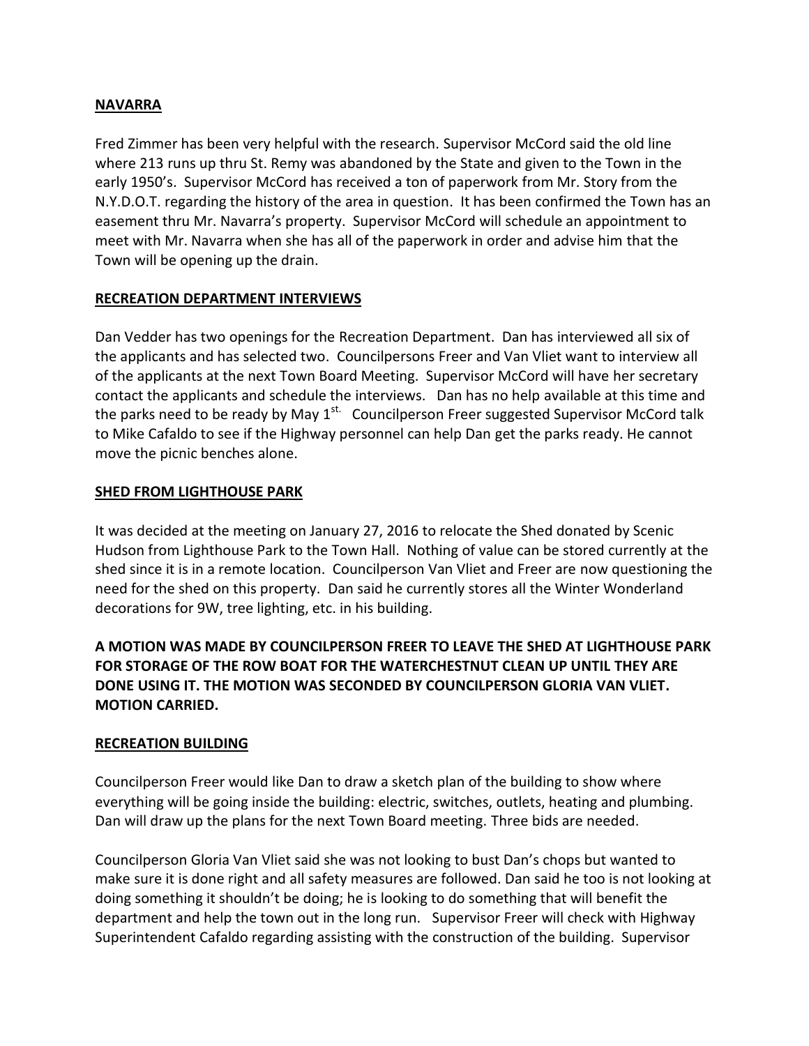**NAVARRA**

Fred Zimmer has been very helpful with the research. Supervisor McCord said the old line where 213 runs up thru St. Remy was abandoned by the State and given to the Town in the early 1950's. Supervisor McCord has received a ton of paperwork from Mr. Story from the N.Y.D.O.T. regarding the history of the area in question. It has been confirmed the Town has an easement thru Mr. Navarra's property. Supervisor McCord will schedule an appointment to meet with Mr. Navarra when she has all of the paperwork in order and advise him that the Town will be opening up the drain.

**RECREATION DEPARTMENT INTERVIEWS**

Dan Vedder has two openings for the Recreation Department. Dan has interviewed all six of the applicants and has selected two. Councilpersons Freer and Van Vliet want to interview all of the applicants at the next Town Board Meeting. Supervisor McCord will have her secretary contact the applicants and schedule the interviews. Dan has no help available at this time and the parks need to be ready by May 1st. Councilperson Freer suggested Supervisor McCord talk to Mike Cafaldo to see if the Highway personnel can help Dan get the parks ready. He cannot move the picnic benches alone.

**SHED FROM LIGHTHOUSE PARK**

It was decided at the meeting on January 27, 2016 to relocate the Shed donated by Scenic Hudson from Lighthouse Park to the Town Hall. Nothing of value can be stored currently at the shed since it is in a remote location. Councilperson Van Vliet and Freer are now questioning the need for the shed on this property. Dan said he currently stores all the Winter Wonderland decorations for 9W, tree lighting, etc. in his building.

**A MOTION WAS MADE BY COUNCILPERSON FREER TO LEAVE THE SHED AT LIGHTHOUSE PARK FOR STORAGE OF THE ROW BOAT FOR THE WATERCHESTNUT CLEAN UP UNTIL THEY ARE DONE USING IT. THE MOTION WAS SECONDED BY COUNCILPERSON GLORIA VAN VLIET. MOTION CARRIED.**

**RECREATION BUILDING**

Councilperson Freer would like Dan to draw a sketch plan of the building to show where everything will be going inside the building: electric, switches, outlets, heating and plumbing. Dan will draw up the plans for the next Town Board meeting. Three bids are needed.

Councilperson Gloria Van Vliet said she was not looking to bust Dan's chops but wanted to make sure it is done right and all safety measures are followed. Dan said he too is not looking at doing something it shouldn't be doing; he is looking to do something that will benefit the department and help the town out in the long run. Supervisor Freer will check with Highway Superintendent Cafaldo regarding assisting with the construction of the building. Supervisor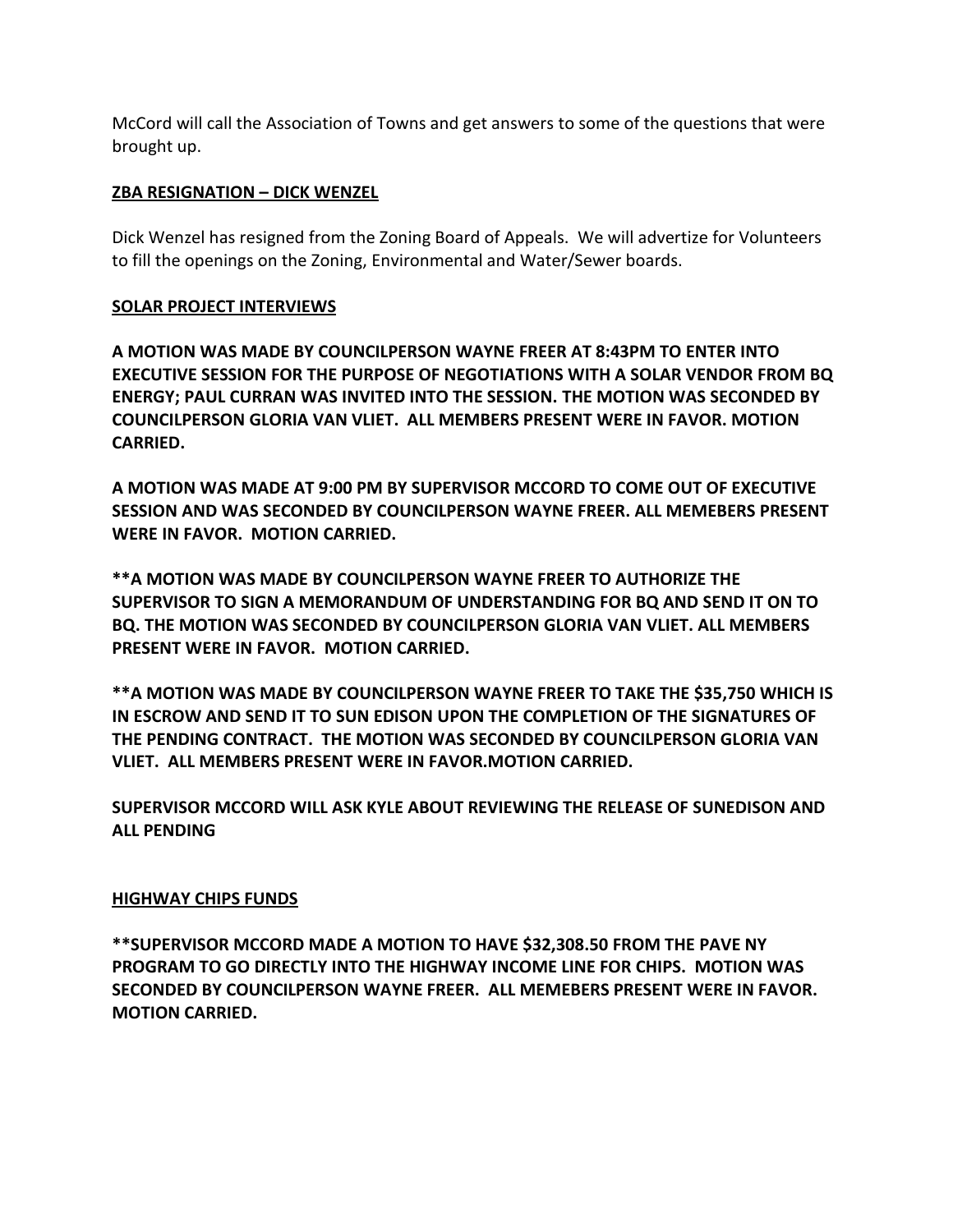McCord will call the Association of Towns and get answers to some of the questions that were brought up.

**ZBA RESIGNATION – DICK WENZEL**

Dick Wenzel has resigned from the Zoning Board of Appeals. We will advertize for Volunteers to fill the openings on the Zoning, Environmental and Water/Sewer boards.

**SOLAR PROJECT INTERVIEWS**

**A MOTION WAS MADE BY COUNCILPERSON WAYNE FREER AT 8:43PM TO ENTER INTO EXECUTIVE SESSION FOR THE PURPOSE OF NEGOTIATIONS WITH A SOLAR VENDOR FROM BQ ENERGY; PAUL CURRAN WAS INVITED INTO THE SESSION. THE MOTION WAS SECONDED BY COUNCILPERSON GLORIA VAN VLIET. ALL MEMBERS PRESENT WERE IN FAVOR. MOTION CARRIED.**

**A MOTION WAS MADE AT 9:00 PM BY SUPERVISOR MCCORD TO COME OUT OF EXECUTIVE SESSION AND WAS SECONDED BY COUNCILPERSON WAYNE FREER. ALL MEMEBERS PRESENT WERE IN FAVOR. MOTION CARRIED.**

**\*\*A MOTION WAS MADE BY COUNCILPERSON WAYNE FREER TO AUTHORIZE THE SUPERVISOR TO SIGN A MEMORANDUM OF UNDERSTANDING FOR BQ AND SEND IT ON TO BQ. THE MOTION WAS SECONDED BY COUNCILPERSON GLORIA VAN VLIET. ALL MEMBERS PRESENT WERE IN FAVOR. MOTION CARRIED.**

**\*\*A MOTION WAS MADE BY COUNCILPERSON WAYNE FREER TO TAKE THE $35,750 WHICH IS IN ESCROW AND SEND IT TO SUN EDISON UPON THE COMPLETION OF THE SIGNATURES OF THE PENDING CONTRACT. THE MOTION WAS SECONDED BY COUNCILPERSON GLORIA VAN VLIET. ALL MEMBERS PRESENT WERE IN FAVOR.MOTION CARRIED.**

**SUPERVISOR MCCORD WILL ASK KYLE ABOUT REVIEWING THE RELEASE OF SUNEDISON AND ALL PENDING**

**HIGHWAY CHIPS FUNDS**

**\*\*SUPERVISOR MCCORD MADE A MOTION TO HAVE $32,308.50 FROM THE PAVE NY PROGRAM TO GO DIRECTLY INTO THE HIGHWAY INCOME LINE FOR CHIPS. MOTION WAS SECONDED BY COUNCILPERSON WAYNE FREER. ALL MEMEBERS PRESENT WERE IN FAVOR. MOTION CARRIED.**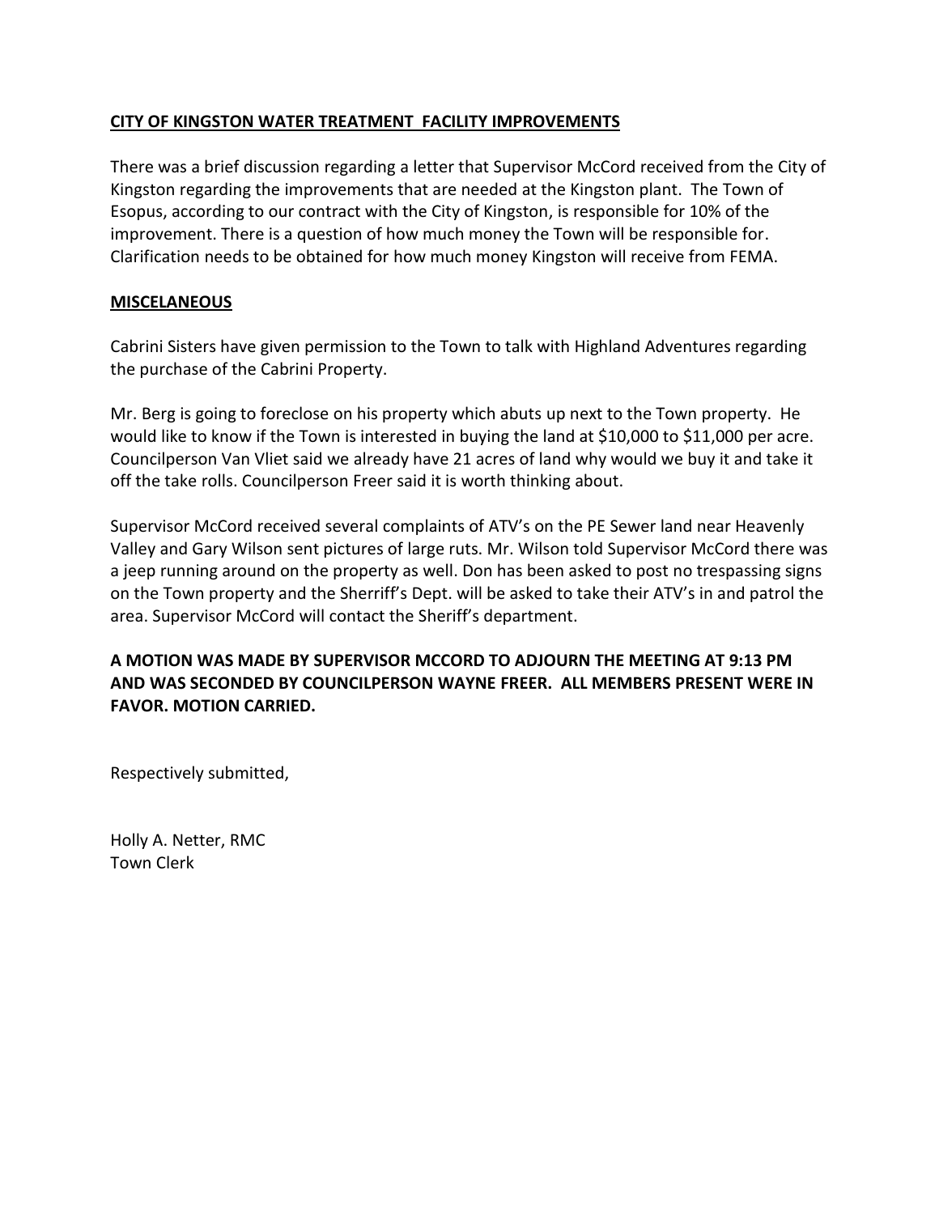**CITY OF KINGSTON WATER TREATMENT FACILITY IMPROVEMENTS**

There was a brief discussion regarding a letter that Supervisor McCord received from the City of Kingston regarding the improvements that are needed at the Kingston plant. The Town of Esopus, according to our contract with the City of Kingston, is responsible for 10% of the improvement. There is a question of how much money the Town will be responsible for. Clarification needs to be obtained for how much money Kingston will receive from FEMA.

**MISCELANEOUS**

Cabrini Sisters have given permission to the Town to talk with Highland Adventures regarding the purchase of the Cabrini Property.

Mr. Berg is going to foreclose on his property which abuts up next to the Town property. He would like to know if the Town is interested in buying the land at $10,000 to $11,000 per acre. Councilperson Van Vliet said we already have 21 acres of land why would we buy it and take it off the take rolls. Councilperson Freer said it is worth thinking about.

Supervisor McCord received several complaints of ATV's on the PE Sewer land near Heavenly Valley and Gary Wilson sent pictures of large ruts. Mr. Wilson told Supervisor McCord there was a jeep running around on the property as well. Don has been asked to post no trespassing signs on the Town property and the Sherriff's Dept. will be asked to take their ATV's in and patrol the area. Supervisor McCord will contact the Sheriff's department.

**A MOTION WAS MADE BY SUPERVISOR MCCORD TO ADJOURN THE MEETING AT 9:13 PM AND WAS SECONDED BY COUNCILPERSON WAYNE FREER. ALL MEMBERS PRESENT WERE IN FAVOR. MOTION CARRIED.**

Respectively submitted,

Holly A. Netter, RMC
Town Clerk